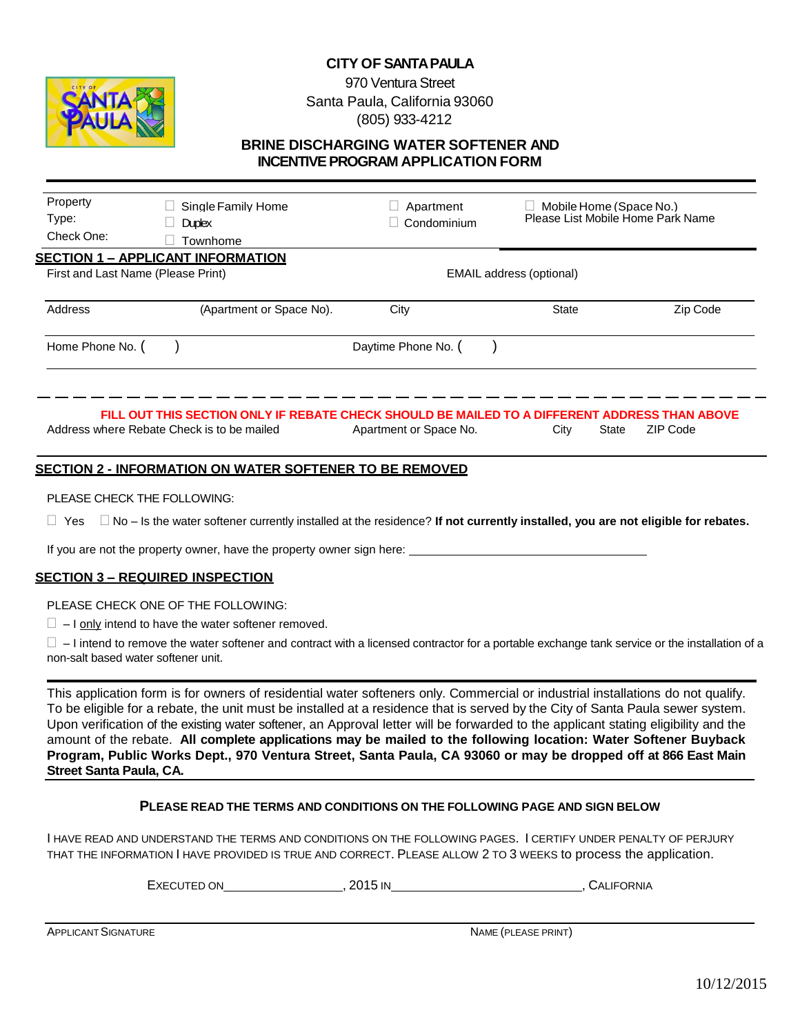**CITY OF SANTA PAULA**
970 Ventura Street
Santa Paula, California 93060
(805) 933-4212

## BRINE DISCHARGING WATER SOFTENER AND INCENTIVE PROGRAM APPLICATION FORM

Property Type: Check One:

☐ Single Family Home
☐ Duplex
☐ Townhome
☐ Apartment
☐ Condominium
☐ Mobile Home (Space No.)
Please List Mobile Home Park Name

## SECTION 1 – APPLICANT INFORMATION

First and Last Name (Please Print) | EMAIL address (optional)

Address | (Apartment or Space No). | City | State | Zip Code

Home Phone No. (    ) | Daytime Phone No. (    )

**FILL OUT THIS SECTION ONLY IF REBATE CHECK SHOULD BE MAILED TO A DIFFERENT ADDRESS THAN ABOVE**

Address where Rebate Check is to be mailed | Apartment or Space No. | City | State | ZIP Code

## SECTION 2 - INFORMATION ON WATER SOFTENER TO BE REMOVED

PLEASE CHECK THE FOLLOWING:

☐ Yes ☐ No – Is the water softener currently installed at the residence? **If not currently installed, you are not eligible for rebates.**

If you are not the property owner, have the property owner sign here: ______________________________

## SECTION 3 – REQUIRED INSPECTION

PLEASE CHECK ONE OF THE FOLLOWING:

☐ – I only intend to have the water softener removed.

☐ – I intend to remove the water softener and contract with a licensed contractor for a portable exchange tank service or the installation of a non-salt based water softener unit.

This application form is for owners of residential water softeners only. Commercial or industrial installations do not qualify. To be eligible for a rebate, the unit must be installed at a residence that is served by the City of Santa Paula sewer system. Upon verification of the existing water softener, an Approval letter will be forwarded to the applicant stating eligibility and the amount of the rebate. **All complete applications may be mailed to the following location: Water Softener Buyback Program, Public Works Dept., 970 Ventura Street, Santa Paula, CA 93060 or may be dropped off at 866 East Main Street Santa Paula, CA.**

**PLEASE READ THE TERMS AND CONDITIONS ON THE FOLLOWING PAGE AND SIGN BELOW**

I HAVE READ AND UNDERSTAND THE TERMS AND CONDITIONS ON THE FOLLOWING PAGES. I CERTIFY UNDER PENALTY OF PERJURY THAT THE INFORMATION I HAVE PROVIDED IS TRUE AND CORRECT. PLEASE ALLOW 2 TO 3 WEEKS to process the application.

EXECUTED ON________________, 2015 IN__________________________, CALIFORNIA

APPLICANT SIGNATURE | NAME (PLEASE PRINT)

10/12/2015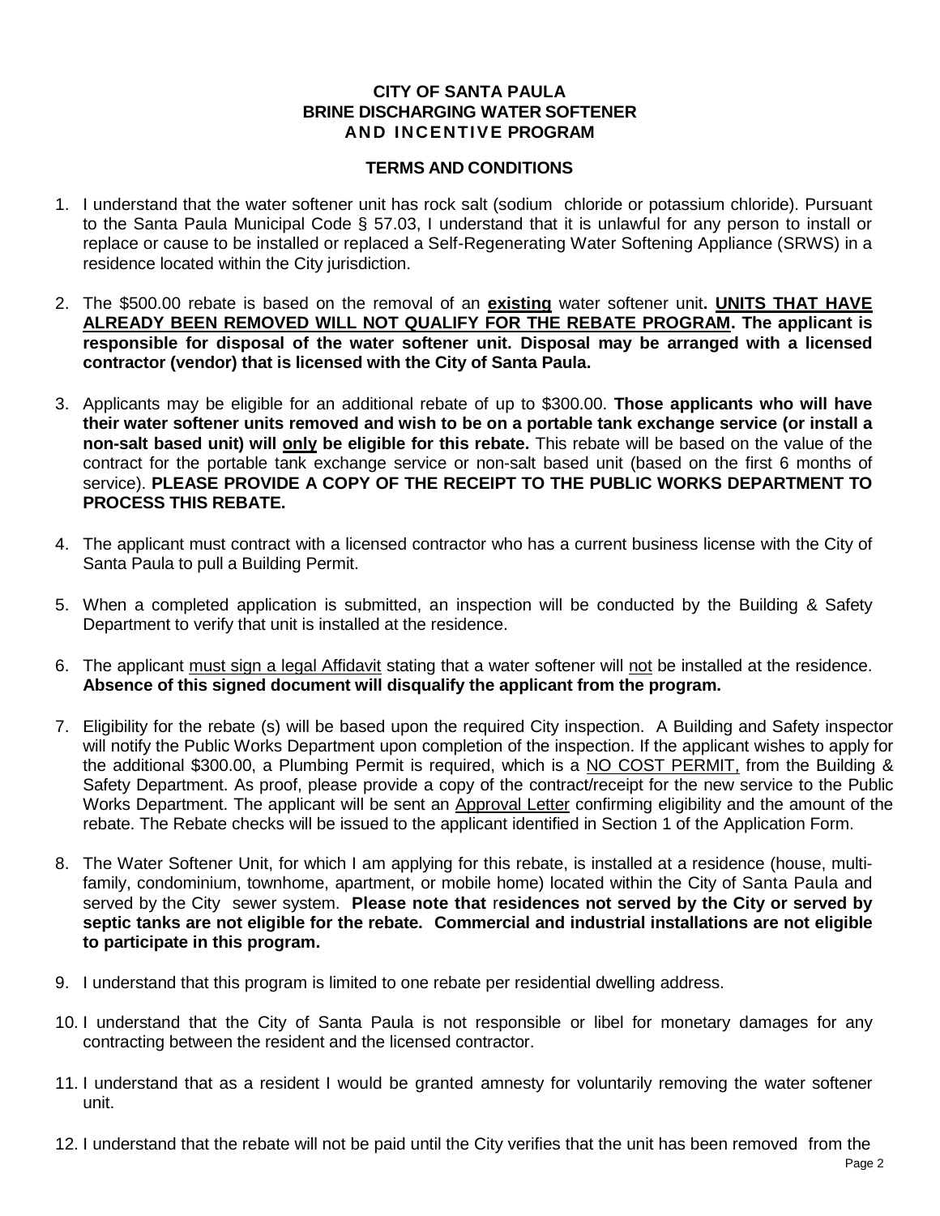**CITY OF SANTA PAULA**
**BRINE DISCHARGING WATER SOFTENER**
**AND INCENTIVE PROGRAM**

**TERMS AND CONDITIONS**

1. I understand that the water softener unit has rock salt (sodium chloride or potassium chloride). Pursuant to the Santa Paula Municipal Code § 57.03, I understand that it is unlawful for any person to install or replace or cause to be installed or replaced a Self-Regenerating Water Softening Appliance (SRWS) in a residence located within the City jurisdiction.

2. The $500.00 rebate is based on the removal of an **existing** water softener unit**. UNITS THAT HAVE ALREADY BEEN REMOVED WILL NOT QUALIFY FOR THE REBATE PROGRAM. The applicant is responsible for disposal of the water softener unit. Disposal may be arranged with a licensed contractor (vendor) that is licensed with the City of Santa Paula.**

3. Applicants may be eligible for an additional rebate of up to $300.00. **Those applicants who will have their water softener units removed and wish to be on a portable tank exchange service (or install a non-salt based unit) will only be eligible for this rebate.** This rebate will be based on the value of the contract for the portable tank exchange service or non-salt based unit (based on the first 6 months of service). **PLEASE PROVIDE A COPY OF THE RECEIPT TO THE PUBLIC WORKS DEPARTMENT TO PROCESS THIS REBATE.**

4. The applicant must contract with a licensed contractor who has a current business license with the City of Santa Paula to pull a Building Permit.

5. When a completed application is submitted, an inspection will be conducted by the Building & Safety Department to verify that unit is installed at the residence.

6. The applicant must sign a legal Affidavit stating that a water softener will not be installed at the residence. **Absence of this signed document will disqualify the applicant from the program.**

7. Eligibility for the rebate (s) will be based upon the required City inspection. A Building and Safety inspector will notify the Public Works Department upon completion of the inspection. If the applicant wishes to apply for the additional $300.00, a Plumbing Permit is required, which is a NO COST PERMIT, from the Building & Safety Department. As proof, please provide a copy of the contract/receipt for the new service to the Public Works Department. The applicant will be sent an Approval Letter confirming eligibility and the amount of the rebate. The Rebate checks will be issued to the applicant identified in Section 1 of the Application Form.

8. The Water Softener Unit, for which I am applying for this rebate, is installed at a residence (house, multi-family, condominium, townhome, apartment, or mobile home) located within the City of Santa Paula and served by the City sewer system. **Please note that residences not served by the City or served by septic tanks are not eligible for the rebate. Commercial and industrial installations are not eligible to participate in this program.**

9. I understand that this program is limited to one rebate per residential dwelling address.

10. I understand that the City of Santa Paula is not responsible or libel for monetary damages for any contracting between the resident and the licensed contractor.

11. I understand that as a resident I would be granted amnesty for voluntarily removing the water softener unit.

12. I understand that the rebate will not be paid until the City verifies that the unit has been removed from the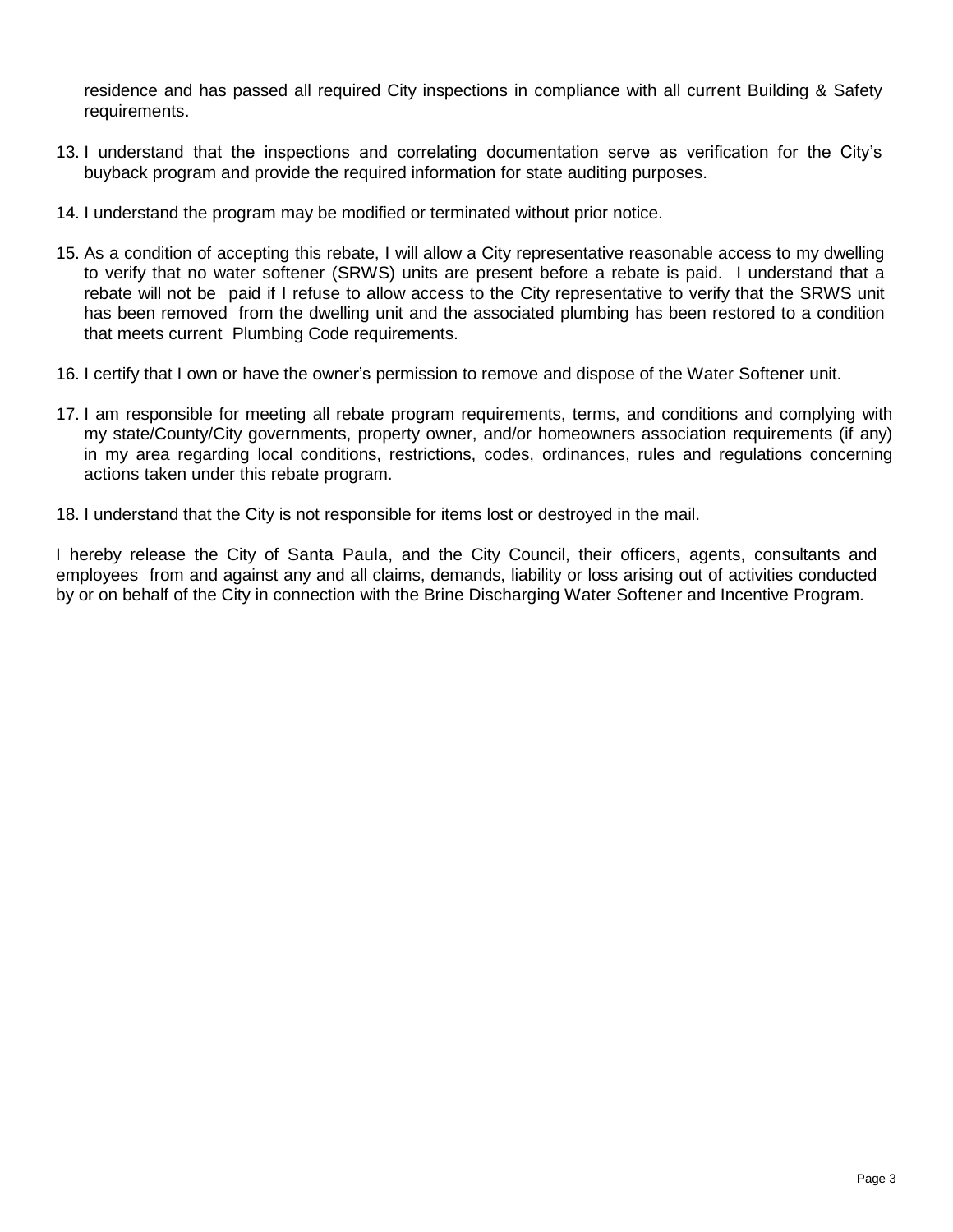residence and has passed all required City inspections in compliance with all current Building & Safety requirements.

13. I understand that the inspections and correlating documentation serve as verification for the City's buyback program and provide the required information for state auditing purposes.

14. I understand the program may be modified or terminated without prior notice.

15. As a condition of accepting this rebate, I will allow a City representative reasonable access to my dwelling to verify that no water softener (SRWS) units are present before a rebate is paid. I understand that a rebate will not be paid if I refuse to allow access to the City representative to verify that the SRWS unit has been removed from the dwelling unit and the associated plumbing has been restored to a condition that meets current Plumbing Code requirements.

16. I certify that I own or have the owner's permission to remove and dispose of the Water Softener unit.

17. I am responsible for meeting all rebate program requirements, terms, and conditions and complying with my state/County/City governments, property owner, and/or homeowners association requirements (if any) in my area regarding local conditions, restrictions, codes, ordinances, rules and regulations concerning actions taken under this rebate program.

18. I understand that the City is not responsible for items lost or destroyed in the mail.

I hereby release the City of Santa Paula, and the City Council, their officers, agents, consultants and employees from and against any and all claims, demands, liability or loss arising out of activities conducted by or on behalf of the City in connection with the Brine Discharging Water Softener and Incentive Program.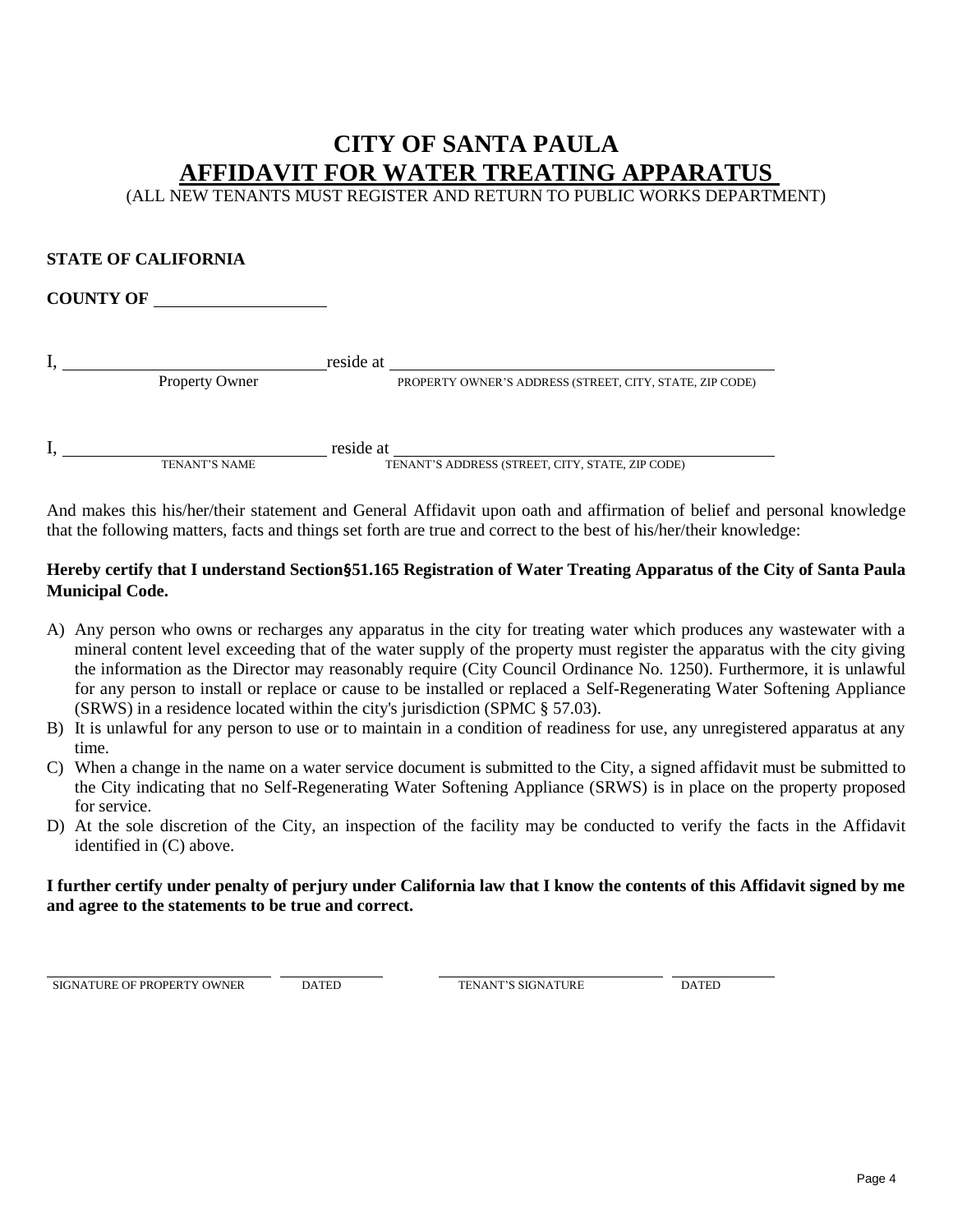# CITY OF SANTA PAULA
## AFFIDAVIT FOR WATER TREATING APPARATUS

(ALL NEW TENANTS MUST REGISTER AND RETURN TO PUBLIC WORKS DEPARTMENT)

**STATE OF CALIFORNIA**

**COUNTY OF** ____________________

I, ______________________________ reside at ______________________________________________
Property Owner — PROPERTY OWNER'S ADDRESS (STREET, CITY, STATE, ZIP CODE)

I, ______________________________ reside at ______________________________________________
TENANT'S NAME — TENANT'S ADDRESS (STREET, CITY, STATE, ZIP CODE)

And makes this his/her/their statement and General Affidavit upon oath and affirmation of belief and personal knowledge that the following matters, facts and things set forth are true and correct to the best of his/her/their knowledge:

**Hereby certify that I understand Section§51.165 Registration of Water Treating Apparatus of the City of Santa Paula Municipal Code.**

A) Any person who owns or recharges any apparatus in the city for treating water which produces any wastewater with a mineral content level exceeding that of the water supply of the property must register the apparatus with the city giving the information as the Director may reasonably require (City Council Ordinance No. 1250). Furthermore, it is unlawful for any person to install or replace or cause to be installed or replaced a Self-Regenerating Water Softening Appliance (SRWS) in a residence located within the city's jurisdiction (SPMC § 57.03).
B) It is unlawful for any person to use or to maintain in a condition of readiness for use, any unregistered apparatus at any time.
C) When a change in the name on a water service document is submitted to the City, a signed affidavit must be submitted to the City indicating that no Self-Regenerating Water Softening Appliance (SRWS) is in place on the property proposed for service.
D) At the sole discretion of the City, an inspection of the facility may be conducted to verify the facts in the Affidavit identified in (C) above.

**I further certify under penalty of perjury under California law that I know the contents of this Affidavit signed by me and agree to the statements to be true and correct.**

| ______________________________ | ______________ | ______________________________ | ______________ |
|---|---|---|---|
| SIGNATURE OF PROPERTY OWNER | DATED | TENANT'S SIGNATURE | DATED |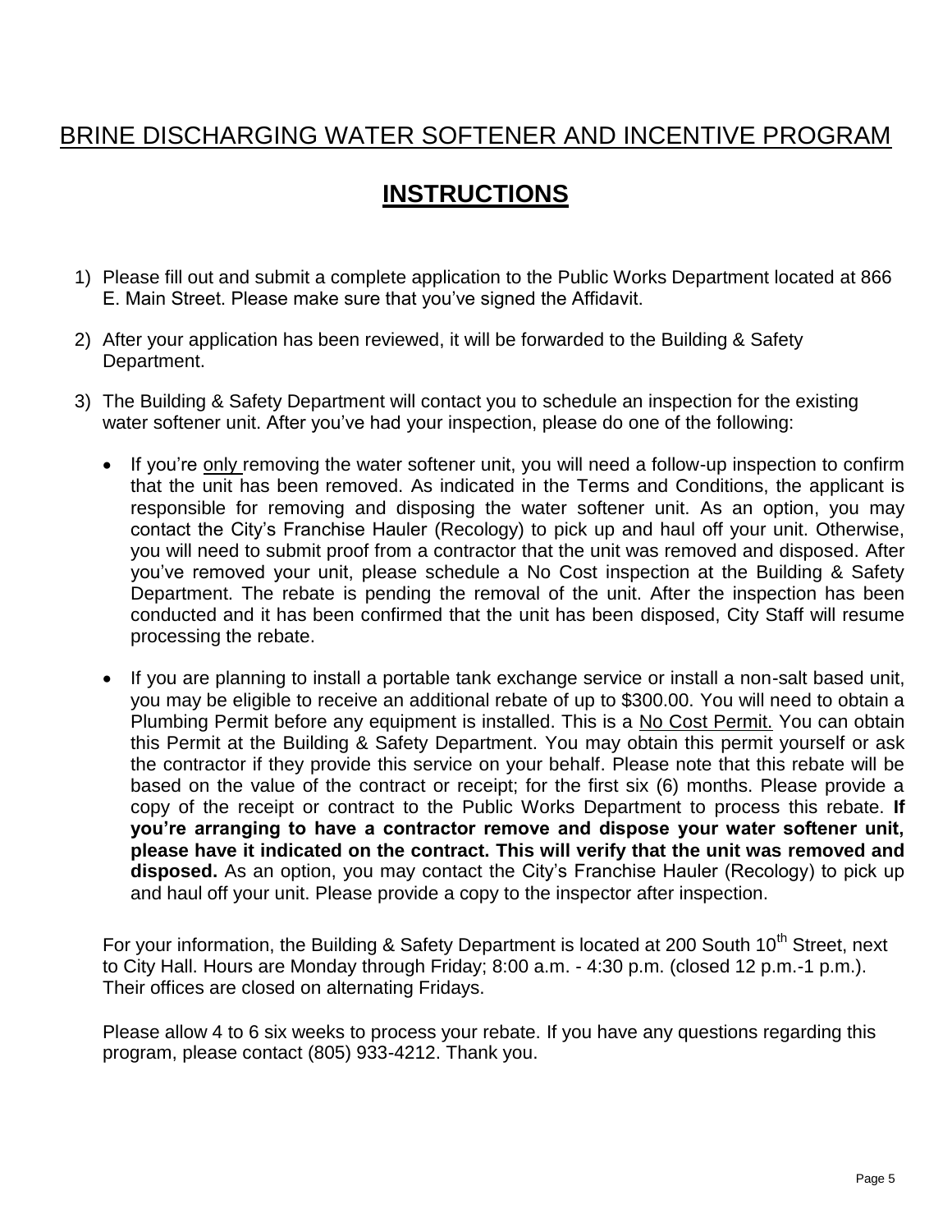# BRINE DISCHARGING WATER SOFTENER AND INCENTIVE PROGRAM

## INSTRUCTIONS

1) Please fill out and submit a complete application to the Public Works Department located at 866 E. Main Street. Please make sure that you've signed the Affidavit.

2) After your application has been reviewed, it will be forwarded to the Building & Safety Department.

3) The Building & Safety Department will contact you to schedule an inspection for the existing water softener unit. After you've had your inspection, please do one of the following:

   - If you're <u>only</u> removing the water softener unit, you will need a follow-up inspection to confirm that the unit has been removed. As indicated in the Terms and Conditions, the applicant is responsible for removing and disposing the water softener unit. As an option, you may contact the City's Franchise Hauler (Recology) to pick up and haul off your unit. Otherwise, you will need to submit proof from a contractor that the unit was removed and disposed. After you've removed your unit, please schedule a No Cost inspection at the Building & Safety Department. The rebate is pending the removal of the unit. After the inspection has been conducted and it has been confirmed that the unit has been disposed, City Staff will resume processing the rebate.

   - If you are planning to install a portable tank exchange service or install a non-salt based unit, you may be eligible to receive an additional rebate of up to $300.00. You will need to obtain a Plumbing Permit before any equipment is installed. This is a <u>No Cost Permit.</u> You can obtain this Permit at the Building & Safety Department. You may obtain this permit yourself or ask the contractor if they provide this service on your behalf. Please note that this rebate will be based on the value of the contract or receipt; for the first six (6) months. Please provide a copy of the receipt or contract to the Public Works Department to process this rebate. **If you're arranging to have a contractor remove and dispose your water softener unit, please have it indicated on the contract. This will verify that the unit was removed and disposed.** As an option, you may contact the City's Franchise Hauler (Recology) to pick up and haul off your unit. Please provide a copy to the inspector after inspection.

For your information, the Building & Safety Department is located at 200 South 10th Street, next to City Hall. Hours are Monday through Friday; 8:00 a.m. - 4:30 p.m. (closed 12 p.m.-1 p.m.). Their offices are closed on alternating Fridays.

Please allow 4 to 6 six weeks to process your rebate. If you have any questions regarding this program, please contact (805) 933-4212. Thank you.